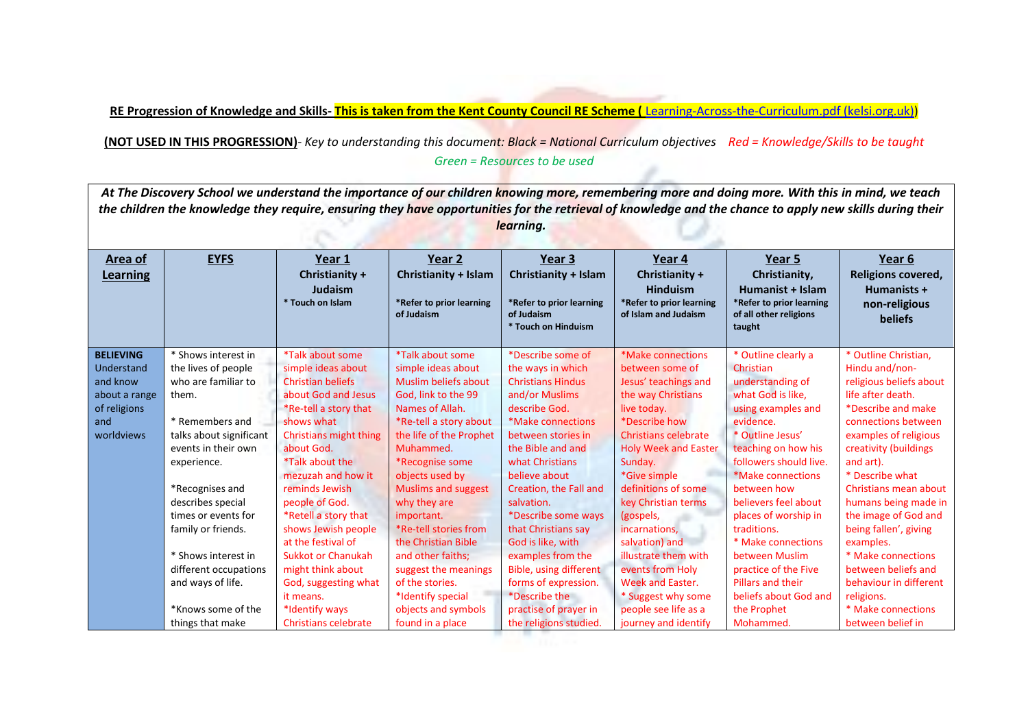**RE Progression of Knowledge and Skills- This is taken from the Kent County Council RE Scheme ( Learning-Across-the-Curriculum.pdf (kelsi.org.uk))**

**(NOT USED IN THIS PROGRESSION)**- *Key to understanding this document: Black = National Curriculum objectives Red = Knowledge/Skills to be taught Green = Resources to be used*

***At The Discovery School we understand the importance of our children knowing more, remembering more and doing more. With this in mind, we teach the children the knowledge they require, ensuring they have opportunities for the retrieval of knowledge and the chance to apply new skills during their learning.***

| **Area of Learning** | **EYFS** | **Year 1** Christianity + Judaism * Touch on Islam | **Year 2** Christianity + Islam *Refer to prior learning of Judaism | **Year 3** Christianity + Islam *Refer to prior learning of Judaism * Touch on Hinduism | **Year 4** Christianity + Hinduism *Refer to prior learning of Islam and Judaism | **Year 5** Christianity, Humanist + Islam *Refer to prior learning of all other religions taught | **Year 6** Religions covered, Humanists + non-religious beliefs |
|---|---|---|---|---|---|---|---|
| **BELIEVING** Understand and know about a range of religions and worldviews | * Shows interest in the lives of people who are familiar to them.<br><br>* Remembers and talks about significant events in their own experience.<br><br>*Recognises and describes special times or events for family or friends.<br><br>* Shows interest in different occupations and ways of life.<br><br>*Knows some of the things that make | *Talk about some simple ideas about Christian beliefs about God and Jesus<br>*Re-tell a story that shows what Christians might thing about God.<br>*Talk about the mezuzah and how it reminds Jewish people of God.<br>*Retell a story that shows Jewish people at the festival of Sukkot or Chanukah might think about God, suggesting what it means.<br>*Identify ways Christians celebrate | *Talk about some simple ideas about Muslim beliefs about God, link to the 99 Names of Allah.<br>*Re-tell a story about the life of the Prophet Muhammed.<br>*Recognise some objects used by Muslims and suggest why they are important.<br>*Re-tell stories from the Christian Bible and other faiths; suggest the meanings of the stories.<br>*Identify special objects and symbols found in a place | *Describe some of the ways in which Christians Hindus and/or Muslims describe God.<br>*Make connections between stories in the Bible and and what Christians believe about Creation, the Fall and salvation.<br>*Describe some ways that Christians say God is like, with examples from the Bible, using different forms of expression.<br>*Describe the practise of prayer in the religions studied. | *Make connections between some of Jesus' teachings and the way Christians live today.<br>*Describe how Christians celebrate Holy Week and Easter Sunday.<br>*Give simple definitions of some key Christian terms (gospels, incarnations, salvation) and illustrate them with events from Holy Week and Easter.<br>* Suggest why some people see life as a journey and identify | * Outline clearly a Christian understanding of what God is like, using examples and evidence.<br>* Outline Jesus' teaching on how his followers should live.<br>*Make connections between how believers feel about places of worship in traditions.<br>* Make connections between Muslim practice of the Five Pillars and their beliefs about God and the Prophet Mohammed. | * Outline Christian, Hindu and/non-religious beliefs about life after death.<br>*Describe and make connections between examples of religious creativity (buildings and art).<br>* Describe what Christians mean about humans being made in the image of God and being fallen', giving examples.<br>* Make connections between beliefs and behaviour in different religions.<br>* Make connections between belief in |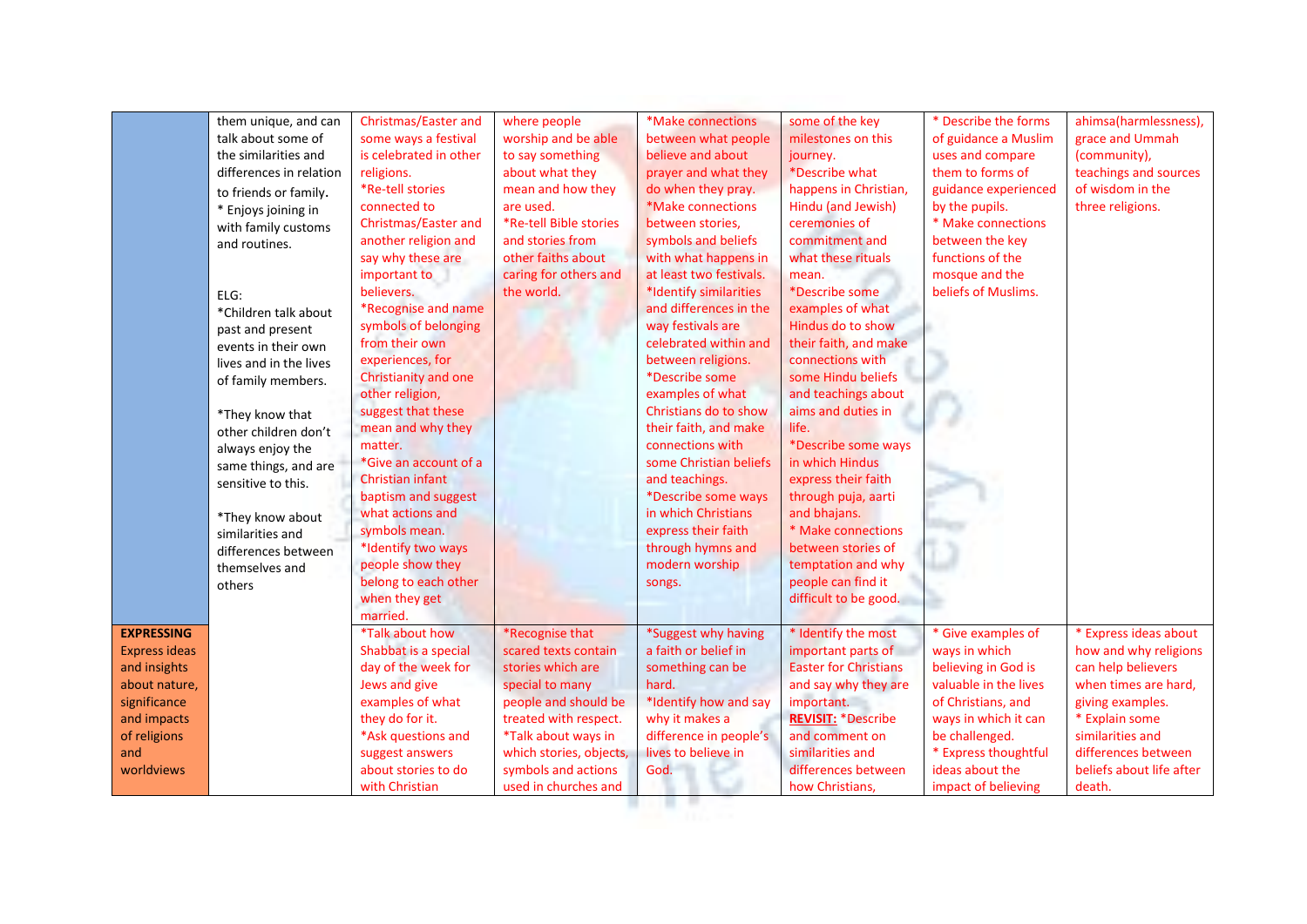| | | | | | | | |
|---|---|---|---|---|---|---|---|
| | them unique, and can talk about some of the similarities and differences in relation to friends or family.<br>* Enjoys joining in with family customs and routines.<br><br>ELG:<br>*Children talk about past and present events in their own lives and in the lives of family members.<br><br>*They know that other children don't always enjoy the same things, and are sensitive to this.<br><br>*They know about similarities and differences between themselves and others | Christmas/Easter and some ways a festival is celebrated in other religions.<br>*Re-tell stories connected to Christmas/Easter and another religion and say why these are important to believers.<br>*Recognise and name symbols of belonging from their own experiences, for Christianity and one other religion, suggest that these mean and why they matter.<br>*Give an account of a Christian infant baptism and suggest what actions and symbols mean.<br>*Identify two ways people show they belong to each other when they get married. | where people worship and be able to say something about what they mean and how they are used.<br>*Re-tell Bible stories and stories from other faiths about caring for others and the world. | *Make connections between what people believe and about prayer and what they do when they pray.<br>*Make connections between stories, symbols and beliefs with what happens in at least two festivals.<br>*Identify similarities and differences in the way festivals are celebrated within and between religions.<br>*Describe some examples of what Christians do to show their faith, and make connections with some Christian beliefs and teachings.<br>*Describe some ways in which Christians express their faith through hymns and modern worship songs. | some of the key milestones on this journey.<br>*Describe what happens in Christian, Hindu (and Jewish) ceremonies of commitment and what these rituals mean.<br>*Describe some examples of what Hindus do to show their faith, and make connections with some Hindu beliefs and teachings about aims and duties in life.<br>*Describe some ways in which Hindus express their faith through puja, aarti and bhajans.<br>* Make connections between stories of temptation and why people can find it difficult to be good. | * Describe the forms of guidance a Muslim uses and compare them to forms of guidance experienced by the pupils.<br>* Make connections between the key functions of the mosque and the beliefs of Muslims. | ahimsa(harmlessness), grace and Ummah (community), teachings and sources of wisdom in the three religions. |
| **EXPRESSING**<br>Express ideas and insights about nature, significance and impacts of religions and worldviews | | *Talk about how Shabbat is a special day of the week for Jews and give examples of what they do for it.<br>*Ask questions and suggest answers about stories to do with Christian | *Recognise that scared texts contain stories which are special to many people and should be treated with respect.<br>*Talk about ways in which stories, objects, symbols and actions used in churches and | *Suggest why having a faith or belief in something can be hard.<br>*Identify how and say why it makes a difference in people's lives to believe in God. | * Identify the most important parts of Easter for Christians and say why they are important.<br>**REVISIT:** *Describe and comment on similarities and differences between how Christians, | * Give examples of ways in which believing in God is valuable in the lives of Christians, and ways in which it can be challenged.<br>* Express thoughtful ideas about the impact of believing | * Express ideas about how and why religions can help believers when times are hard, giving examples.<br>* Explain some similarities and differences between beliefs about life after death. |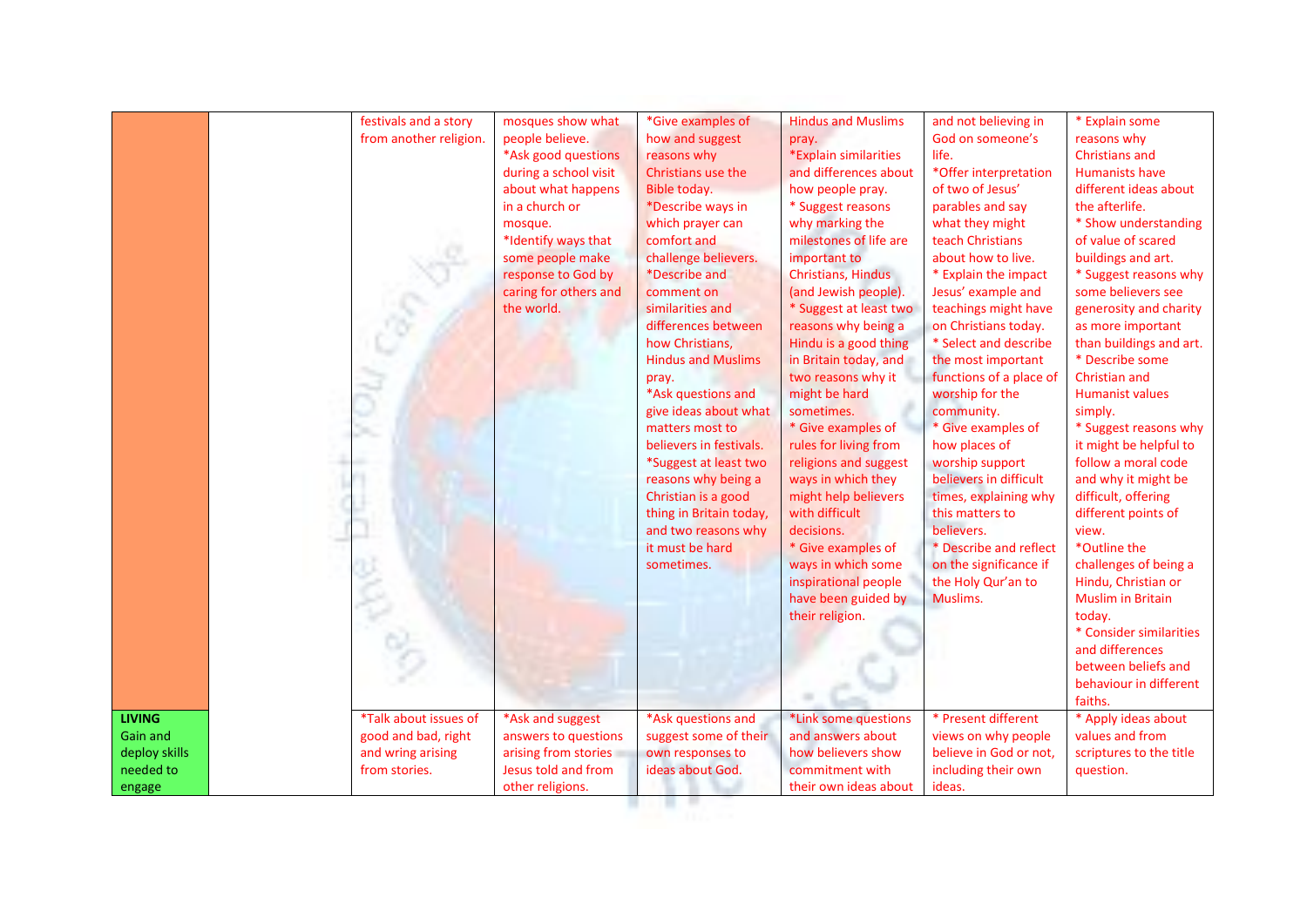| | | | | | | | |
|---|---|---|---|---|---|---|---|
| | | festivals and a story from another religion. | mosques show what people believe.<br>*Ask good questions during a school visit about what happens in a church or mosque.<br>*Identify ways that some people make response to God by caring for others and the world. | *Give examples of how and suggest reasons why Christians use the Bible today.<br>*Describe ways in which prayer can comfort and challenge believers.<br>*Describe and comment on similarities and differences between how Christians, Hindus and Muslims pray.<br>*Ask questions and give ideas about what matters most to believers in festivals.<br>*Suggest at least two reasons why being a Christian is a good thing in Britain today, and two reasons why it must be hard sometimes. | Hindus and Muslims pray.<br>*Explain similarities and differences about how people pray.<br>* Suggest reasons why marking the milestones of life are important to Christians, Hindus (and Jewish people).<br>* Suggest at least two reasons why being a Hindu is a good thing in Britain today, and two reasons why it might be hard sometimes.<br>* Give examples of rules for living from religions and suggest ways in which they might help believers with difficult decisions.<br>* Give examples of ways in which some inspirational people have been guided by their religion. | and not believing in God on someone's life.<br>*Offer interpretation of two of Jesus' parables and say what they might teach Christians about how to live.<br>* Explain the impact Jesus' example and teachings might have on Christians today.<br>* Select and describe the most important functions of a place of worship for the community.<br>* Give examples of how places of worship support believers in difficult times, explaining why this matters to believers.<br>* Describe and reflect on the significance if the Holy Qur'an to Muslims. | * Explain some reasons why Christians and Humanists have different ideas about the afterlife.<br>* Show understanding of value of scared buildings and art.<br>* Suggest reasons why some believers see generosity and charity as more important than buildings and art.<br>* Describe some Christian and Humanist values simply.<br>* Suggest reasons why it might be helpful to follow a moral code and why it might be difficult, offering different points of view.<br>*Outline the challenges of being a Hindu, Christian or Muslim in Britain today.<br>* Consider similarities and differences between beliefs and behaviour in different faiths. |
| **LIVING**<br>Gain and deploy skills needed to engage | | *Talk about issues of good and bad, right and wring arising from stories. | *Ask and suggest answers to questions arising from stories Jesus told and from other religions. | *Ask questions and suggest some of their own responses to ideas about God. | *Link some questions and answers about how believers show commitment with their own ideas about | * Present different views on why people believe in God or not, including their own ideas. | * Apply ideas about values and from scriptures to the title question. |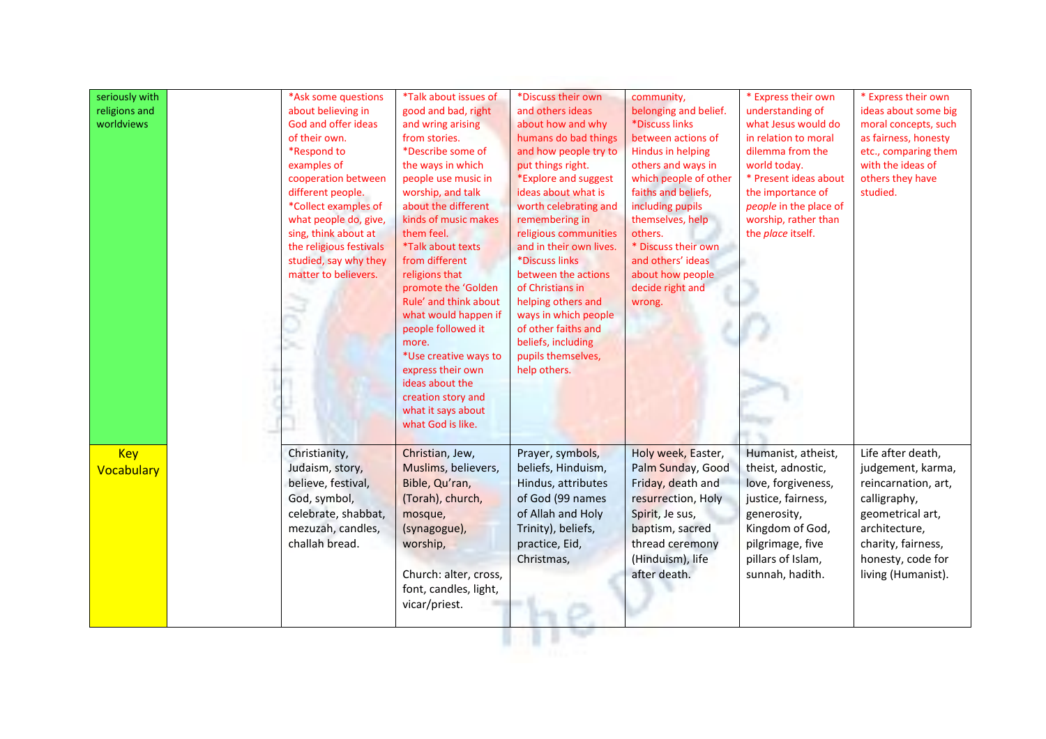| seriously with religions and worldviews | | *Ask some questions about believing in God and offer ideas of their own.<br>*Respond to examples of cooperation between different people.<br>*Collect examples of what people do, give, sing, think about at the religious festivals studied, say why they matter to believers. | *Talk about issues of good and bad, right and wring arising from stories.<br>*Describe some of the ways in which people use music in worship, and talk about the different kinds of music makes them feel.<br>*Talk about texts from different religions that promote the 'Golden Rule' and think about what would happen if people followed it more.<br>*Use creative ways to express their own ideas about the creation story and what it says about what God is like. | *Discuss their own and others ideas about how and why humans do bad things and how people try to put things right.<br>*Explore and suggest ideas about what is worth celebrating and remembering in religious communities and in their own lives.<br>*Discuss links between the actions of Christians in helping others and ways in which people of other faiths and beliefs, including pupils themselves, help others. | community, belonging and belief.<br>*Discuss links between actions of Hindus in helping others and ways in which people of other faiths and beliefs, including pupils themselves, help others.<br>* Discuss their own and others' ideas about how people decide right and wrong. | * Express their own understanding of what Jesus would do in relation to moral dilemma from the world today.<br>* Present ideas about the importance of *people* in the place of worship, rather than the *place* itself. | * Express their own ideas about some big moral concepts, such as fairness, honesty etc., comparing them with the ideas of others they have studied. |
|---|---|---|---|---|---|---|---|
| Key Vocabulary | | Christianity, Judaism, story, believe, festival, God, symbol, celebrate, shabbat, mezuzah, candles, challah bread. | Christian, Jew, Muslims, believers, Bible, Qu'ran, (Torah), church, mosque, (synagogue), worship,<br><br>Church: alter, cross, font, candles, light, vicar/priest. | Prayer, symbols, beliefs, Hinduism, Hindus, attributes of God (99 names of Allah and Holy Trinity), beliefs, practice, Eid, Christmas, | Holy week, Easter, Palm Sunday, Good Friday, death and resurrection, Holy Spirit, Je sus, baptism, sacred thread ceremony (Hinduism), life after death. | Humanist, atheist, theist, adnostic, love, forgiveness, justice, fairness, generosity, Kingdom of God, pilgrimage, five pillars of Islam, sunnah, hadith. | Life after death, judgement, karma, reincarnation, art, calligraphy, geometrical art, architecture, charity, fairness, honesty, code for living (Humanist). |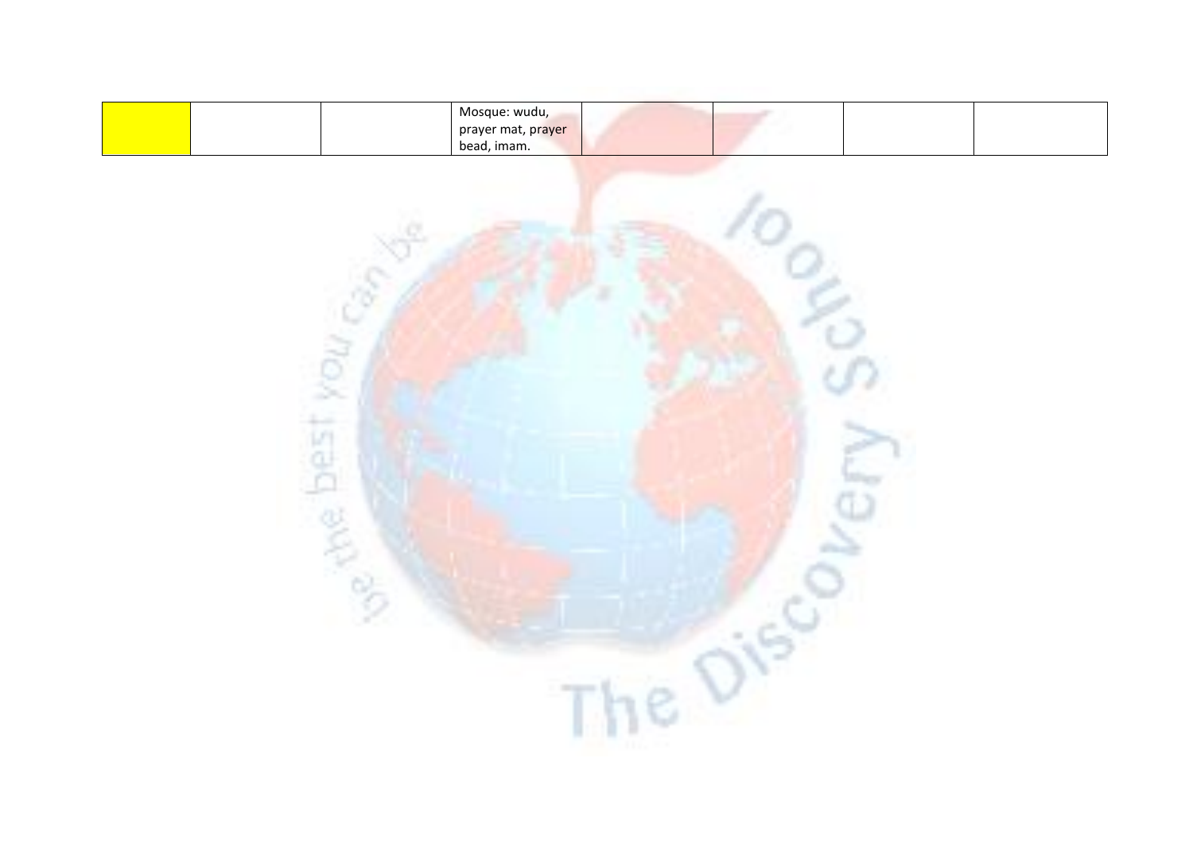| | | | | | | | |
|---|---|---|---|---|---|---|---|
| | | | Mosque: wudu, prayer mat, prayer bead, imam. | | | | |